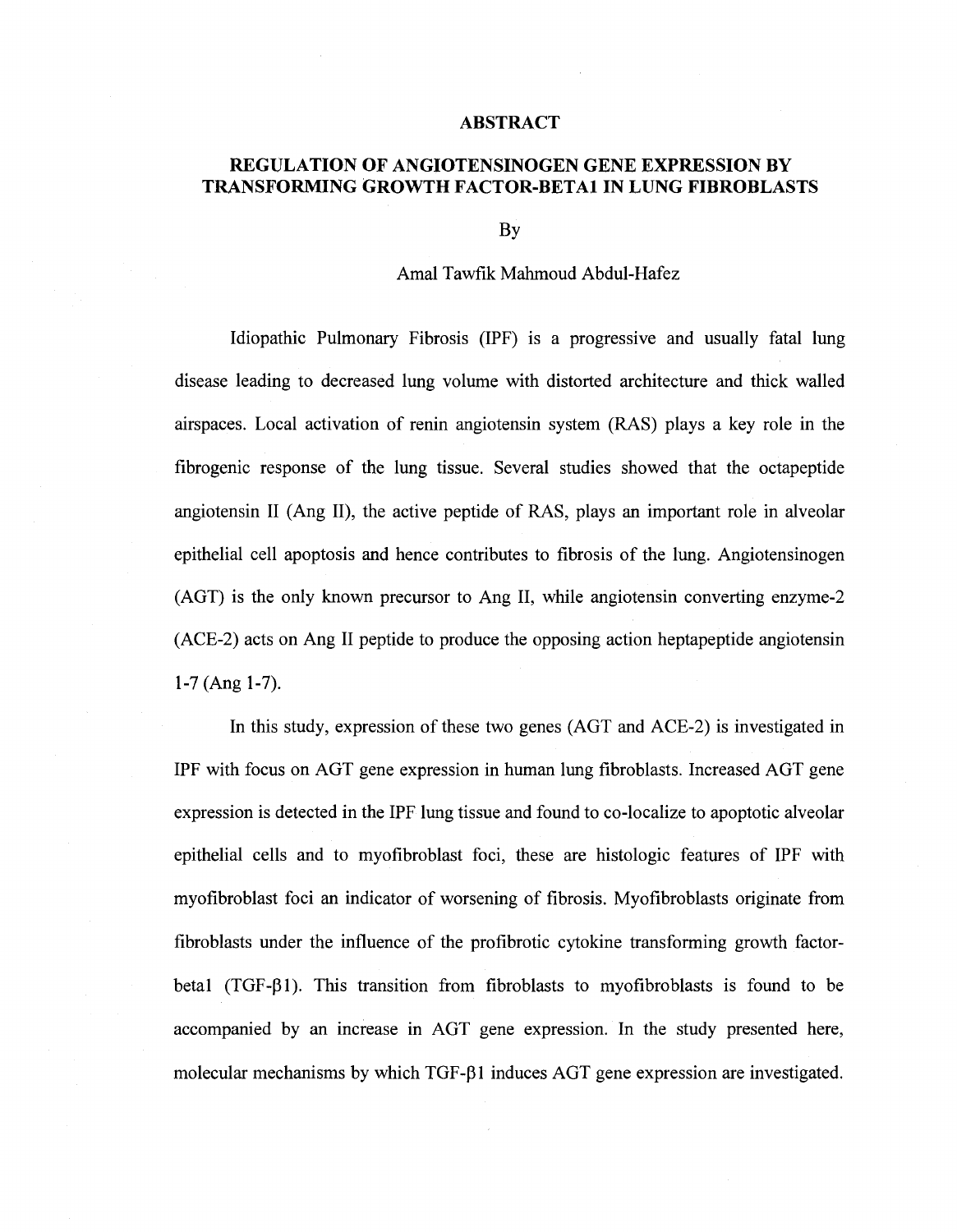# ABSTRACT

## REGULATION OF ANGIOTENSINOGEN GENE EXPRESSION BY TRANSFORMING GROWTH FACTOR-BETA1 IN LUNG FIBROBLASTS

By

Amal Tawfik Mahmoud Abdul-Hafez

Idiopathic Pulmonary Fibrosis (IPF) is a progressive and usually fatal lung disease leading to decreased lung volume with distorted architecture and thick walled airspaces. Local activation of renin angiotensin system (RAS) plays a key role in the fibrogenic response of the lung tissue. Several studies showed that the octapeptide angiotensin II (Ang II), the active peptide of RAS, plays an important role in alveolar epithelial cell apoptosis and hence contributes to fibrosis of the lung. Angiotensinogen (AGT) is the only known precursor to Ang II, while angiotensin converting enzyme-2 (ACE-2) acts on Ang II peptide to produce the opposing action heptapeptide angiotensin 1-7 (Ang 1-7).

In this study, expression of these two genes (AGT and ACE-2) is investigated in IPF with focus on AGT gene expression in human lung fibroblasts. Increased AGT gene expression is detected in the IPF lung tissue and found to co-localize to apoptotic alveolar epithelial cells and to myofibroblast foci, these are histologic features of IPF with myofibroblast foci an indicator of worsening of fibrosis. Myofibroblasts originate from fibroblasts under the influence of the profibrotic cytokine transforming growth factor-beta1 (TGF-β1). This transition from fibroblasts to myofibroblasts is found to be accompanied by an increase in AGT gene expression. In the study presented here, molecular mechanisms by which TGF-β1 induces AGT gene expression are investigated.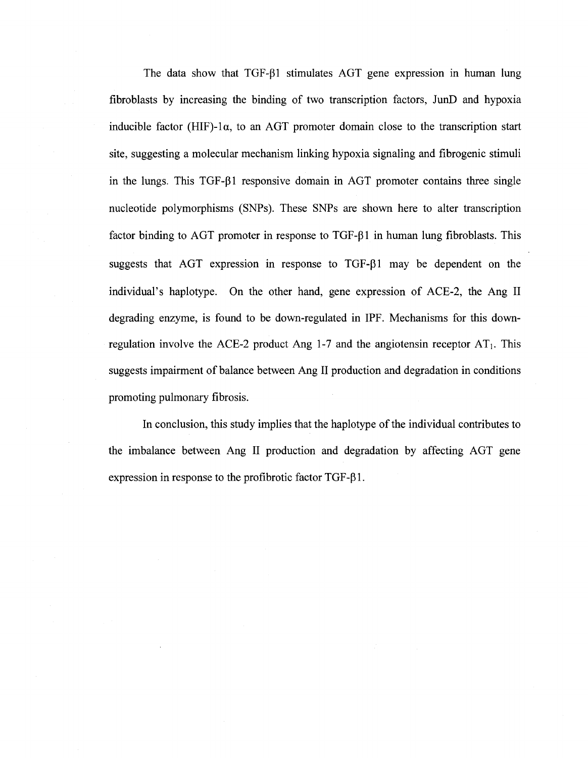The data show that TGF-β1 stimulates AGT gene expression in human lung fibroblasts by increasing the binding of two transcription factors, JunD and hypoxia inducible factor (HIF)-1α, to an AGT promoter domain close to the transcription start site, suggesting a molecular mechanism linking hypoxia signaling and fibrogenic stimuli in the lungs. This TGF-β1 responsive domain in AGT promoter contains three single nucleotide polymorphisms (SNPs). These SNPs are shown here to alter transcription factor binding to AGT promoter in response to TGF-β1 in human lung fibroblasts. This suggests that AGT expression in response to TGF-β1 may be dependent on the individual's haplotype. On the other hand, gene expression of ACE-2, the Ang II degrading enzyme, is found to be down-regulated in IPF. Mechanisms for this down-regulation involve the ACE-2 product Ang 1-7 and the angiotensin receptor $AT_1$. This suggests impairment of balance between Ang II production and degradation in conditions promoting pulmonary fibrosis.

In conclusion, this study implies that the haplotype of the individual contributes to the imbalance between Ang II production and degradation by affecting AGT gene expression in response to the profibrotic factor TGF-β1.